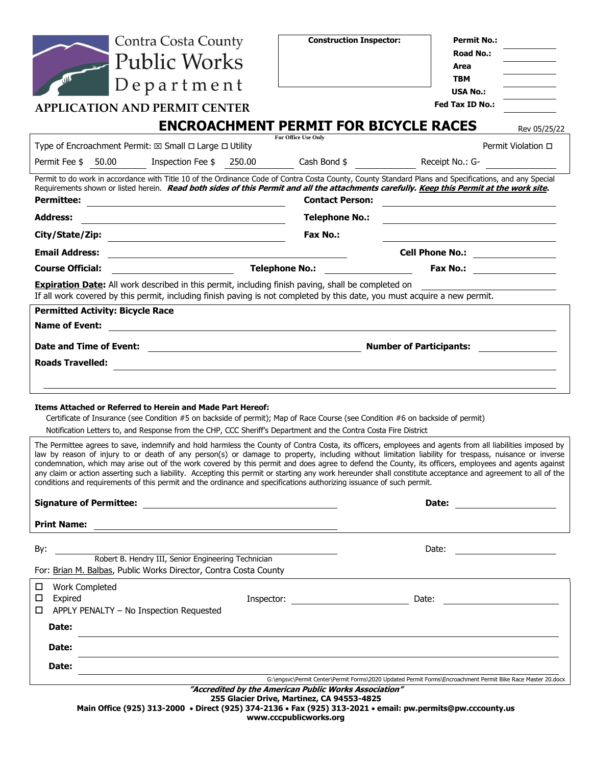Contra Costa County
Public Works
Department

**APPLICATION AND PERMIT CENTER**

| **Construction Inspector:** |
|---|
| |

**Permit No.:** ______
**Road No.:** ______
**Area** ______
**TBM** ______
**USA No.:** ______
**Fed Tax ID No.:** ______

# ENCROACHMENT PERMIT FOR BICYCLE RACES

Rev 05/25/22

For Office Use Only

Type of Encroachment Permit: ☒ Small ☐ Large ☐ Utility — Permit Violation ☐

Permit Fee $ 50.00 — Inspection Fee $ 250.00 — Cash Bond $ ______ — Receipt No.: G- ______

Permit to do work in accordance with Title 10 of the Ordinance Code of Contra Costa County, County Standard Plans and Specifications, and any Special Requirements shown or listed herein. ***Read both sides of this Permit and all the attachments carefully. Keep this Permit at the work site.***

**Permittee:** ______ **Contact Person:** ______

**Address:** ______ **Telephone No.:** ______

**City/State/Zip:** ______ **Fax No.:** ______

**Email Address:** ______ **Cell Phone No.:** ______

**Course Official:** ______ **Telephone No.:** ______ **Fax No.:** ______

**Expiration Date:** All work described in this permit, including finish paving, shall be completed on ______
If all work covered by this permit, including finish paving is not completed by this date, you must acquire a new permit.

**Permitted Activity: Bicycle Race**

**Name of Event:** ______

**Date and Time of Event:** ______ **Number of Participants:** ______

**Roads Travelled:** ______

**Items Attached or Referred to Herein and Made Part Hereof:**

Certificate of Insurance (see Condition #5 on backside of permit); Map of Race Course (see Condition #6 on backside of permit)

Notification Letters to, and Response from the CHP, CCC Sheriff's Department and the Contra Costa Fire District

The Permittee agrees to save, indemnify and hold harmless the County of Contra Costa, its officers, employees and agents from all liabilities imposed by law by reason of injury to or death of any person(s) or damage to property, including without limitation liability for trespass, nuisance or inverse condemnation, which may arise out of the work covered by this permit and does agree to defend the County, its officers, employees and agents against any claim or action asserting such a liability. Accepting this permit or starting any work hereunder shall constitute acceptance and agreement to all of the conditions and requirements of this permit and the ordinance and specifications authorizing issuance of such permit.

**Signature of Permittee:** ______ **Date:** ______

**Print Name:** ______

By: ______ Date: ______
Robert B. Hendry III, Senior Engineering Technician
For: Brian M. Balbas, Public Works Director, Contra Costa County

☐ Work Completed
☐ Expired — Inspector: ______ Date: ______
☐ APPLY PENALTY – No Inspection Requested

**Date:** ______

**Date:** ______

**Date:** ______

G:\engsvc\Permit Center\Permit Forms\2020 Updated Permit Forms\Encroachment Permit Bike Race Master 20.docx

***"Accredited by the American Public Works Association"***
**255 Glacier Drive, Martinez, CA 94553-4825**
**Main Office (925) 313-2000 • Direct (925) 374-2136 • Fax (925) 313-2021 • email: pw.permits@pw.cccounty.us**
**www.cccpublicworks.org**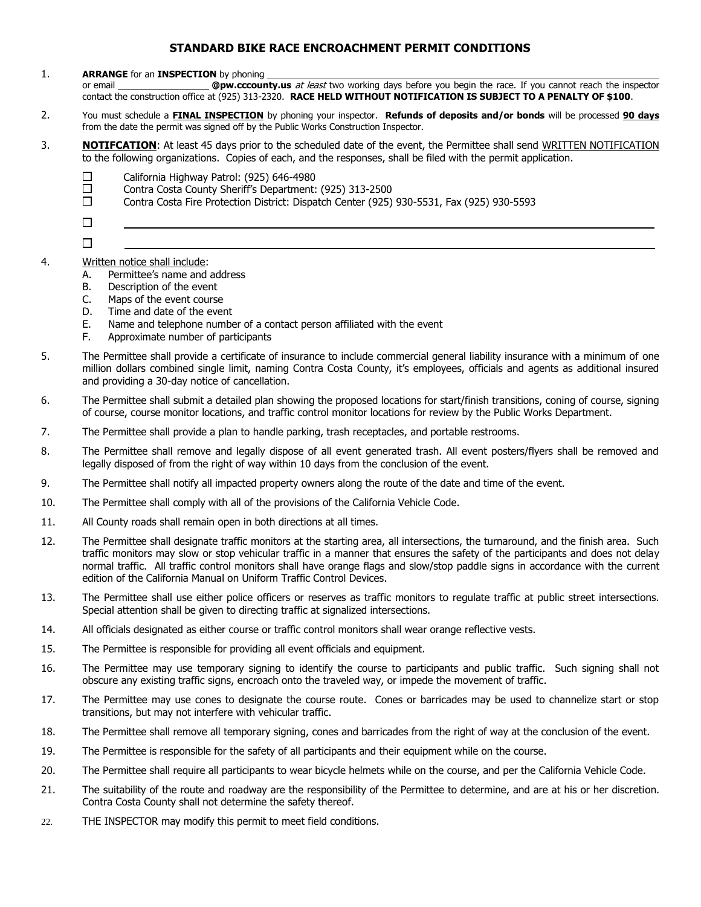# STANDARD BIKE RACE ENCROACHMENT PERMIT CONDITIONS

1. **ARRANGE** for an **INSPECTION** by phoning ______________________ or email ________________ **@pw.cccounty.us** *at least* two working days before you begin the race. If you cannot reach the inspector contact the construction office at (925) 313-2320. **RACE HELD WITHOUT NOTIFICATION IS SUBJECT TO A PENALTY OF $100**.

2. You must schedule a **FINAL INSPECTION** by phoning your inspector. **Refunds of deposits and/or bonds** will be processed **90 days** from the date the permit was signed off by the Public Works Construction Inspector.

3. **NOTIFCATION**: At least 45 days prior to the scheduled date of the event, the Permittee shall send WRITTEN NOTIFICATION to the following organizations. Copies of each, and the responses, shall be filed with the permit application.

   - ☐ California Highway Patrol: (925) 646-4980
   - ☐ Contra Costa County Sheriff's Department: (925) 313-2500
   - ☐ Contra Costa Fire Protection District: Dispatch Center (925) 930-5531, Fax (925) 930-5593
   - ☐ ______________________________
   - ☐ ______________________________

4. Written notice shall include:
   - A. Permittee's name and address
   - B. Description of the event
   - C. Maps of the event course
   - D. Time and date of the event
   - E. Name and telephone number of a contact person affiliated with the event
   - F. Approximate number of participants

5. The Permittee shall provide a certificate of insurance to include commercial general liability insurance with a minimum of one million dollars combined single limit, naming Contra Costa County, it's employees, officials and agents as additional insured and providing a 30-day notice of cancellation.

6. The Permittee shall submit a detailed plan showing the proposed locations for start/finish transitions, coning of course, signing of course, course monitor locations, and traffic control monitor locations for review by the Public Works Department.

7. The Permittee shall provide a plan to handle parking, trash receptacles, and portable restrooms.

8. The Permittee shall remove and legally dispose of all event generated trash. All event posters/flyers shall be removed and legally disposed of from the right of way within 10 days from the conclusion of the event.

9. The Permittee shall notify all impacted property owners along the route of the date and time of the event.

10. The Permittee shall comply with all of the provisions of the California Vehicle Code.

11. All County roads shall remain open in both directions at all times.

12. The Permittee shall designate traffic monitors at the starting area, all intersections, the turnaround, and the finish area. Such traffic monitors may slow or stop vehicular traffic in a manner that ensures the safety of the participants and does not delay normal traffic. All traffic control monitors shall have orange flags and slow/stop paddle signs in accordance with the current edition of the California Manual on Uniform Traffic Control Devices.

13. The Permittee shall use either police officers or reserves as traffic monitors to regulate traffic at public street intersections. Special attention shall be given to directing traffic at signalized intersections.

14. All officials designated as either course or traffic control monitors shall wear orange reflective vests.

15. The Permittee is responsible for providing all event officials and equipment.

16. The Permittee may use temporary signing to identify the course to participants and public traffic. Such signing shall not obscure any existing traffic signs, encroach onto the traveled way, or impede the movement of traffic.

17. The Permittee may use cones to designate the course route. Cones or barricades may be used to channelize start or stop transitions, but may not interfere with vehicular traffic.

18. The Permittee shall remove all temporary signing, cones and barricades from the right of way at the conclusion of the event.

19. The Permittee is responsible for the safety of all participants and their equipment while on the course.

20. The Permittee shall require all participants to wear bicycle helmets while on the course, and per the California Vehicle Code.

21. The suitability of the route and roadway are the responsibility of the Permittee to determine, and are at his or her discretion. Contra Costa County shall not determine the safety thereof.

22. THE INSPECTOR may modify this permit to meet field conditions.